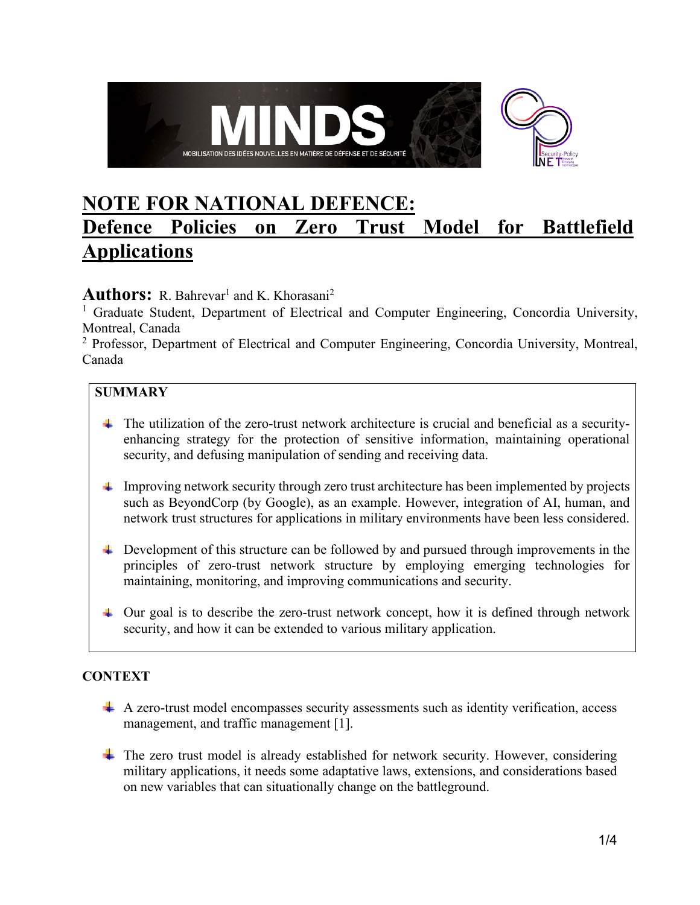# NOTE FOR NATIONAL DEFENCE: Defence Policies on Zero Trust Model for Battlefield Applications

**Authors:** R. Bahrevar[1] and K. Khorasani[2]

[1] Graduate Student, Department of Electrical and Computer Engineering, Concordia University, Montreal, Canada

[2] Professor, Department of Electrical and Computer Engineering, Concordia University, Montreal, Canada

## SUMMARY

- The utilization of the zero-trust network architecture is crucial and beneficial as a security-enhancing strategy for the protection of sensitive information, maintaining operational security, and defusing manipulation of sending and receiving data.
- Improving network security through zero trust architecture has been implemented by projects such as BeyondCorp (by Google), as an example. However, integration of AI, human, and network trust structures for applications in military environments have been less considered.
- Development of this structure can be followed by and pursued through improvements in the principles of zero-trust network structure by employing emerging technologies for maintaining, monitoring, and improving communications and security.
- Our goal is to describe the zero-trust network concept, how it is defined through network security, and how it can be extended to various military application.

## CONTEXT

- A zero-trust model encompasses security assessments such as identity verification, access management, and traffic management [1].
- The zero trust model is already established for network security. However, considering military applications, it needs some adaptative laws, extensions, and considerations based on new variables that can situationally change on the battleground.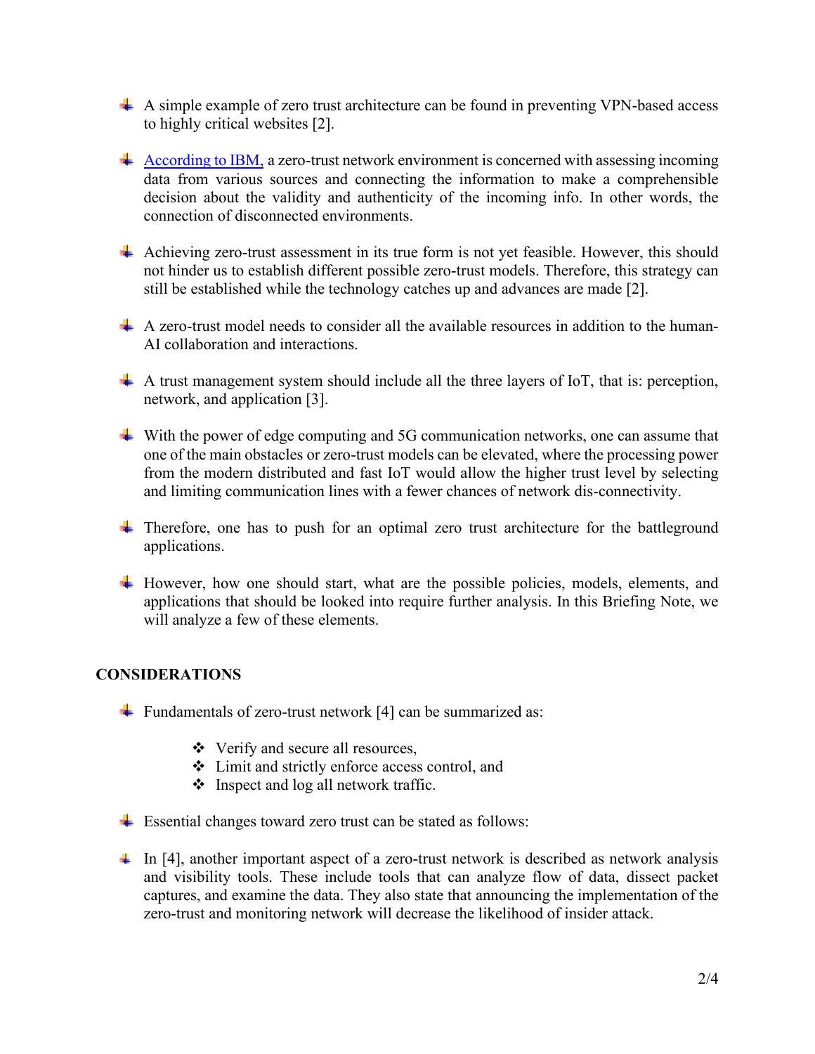- A simple example of zero trust architecture can be found in preventing VPN-based access to highly critical websites [2].

- According to IBM, a zero-trust network environment is concerned with assessing incoming data from various sources and connecting the information to make a comprehensible decision about the validity and authenticity of the incoming info. In other words, the connection of disconnected environments.

- Achieving zero-trust assessment in its true form is not yet feasible. However, this should not hinder us to establish different possible zero-trust models. Therefore, this strategy can still be established while the technology catches up and advances are made [2].

- A zero-trust model needs to consider all the available resources in addition to the human-AI collaboration and interactions.

- A trust management system should include all the three layers of IoT, that is: perception, network, and application [3].

- With the power of edge computing and 5G communication networks, one can assume that one of the main obstacles or zero-trust models can be elevated, where the processing power from the modern distributed and fast IoT would allow the higher trust level by selecting and limiting communication lines with a fewer chances of network dis-connectivity.

- Therefore, one has to push for an optimal zero trust architecture for the battleground applications.

- However, how one should start, what are the possible policies, models, elements, and applications that should be looked into require further analysis. In this Briefing Note, we will analyze a few of these elements.

## CONSIDERATIONS

- Fundamentals of zero-trust network [4] can be summarized as:

    - Verify and secure all resources,
    - Limit and strictly enforce access control, and
    - Inspect and log all network traffic.

- Essential changes toward zero trust can be stated as follows:

- In [4], another important aspect of a zero-trust network is described as network analysis and visibility tools. These include tools that can analyze flow of data, dissect packet captures, and examine the data. They also state that announcing the implementation of the zero-trust and monitoring network will decrease the likelihood of insider attack.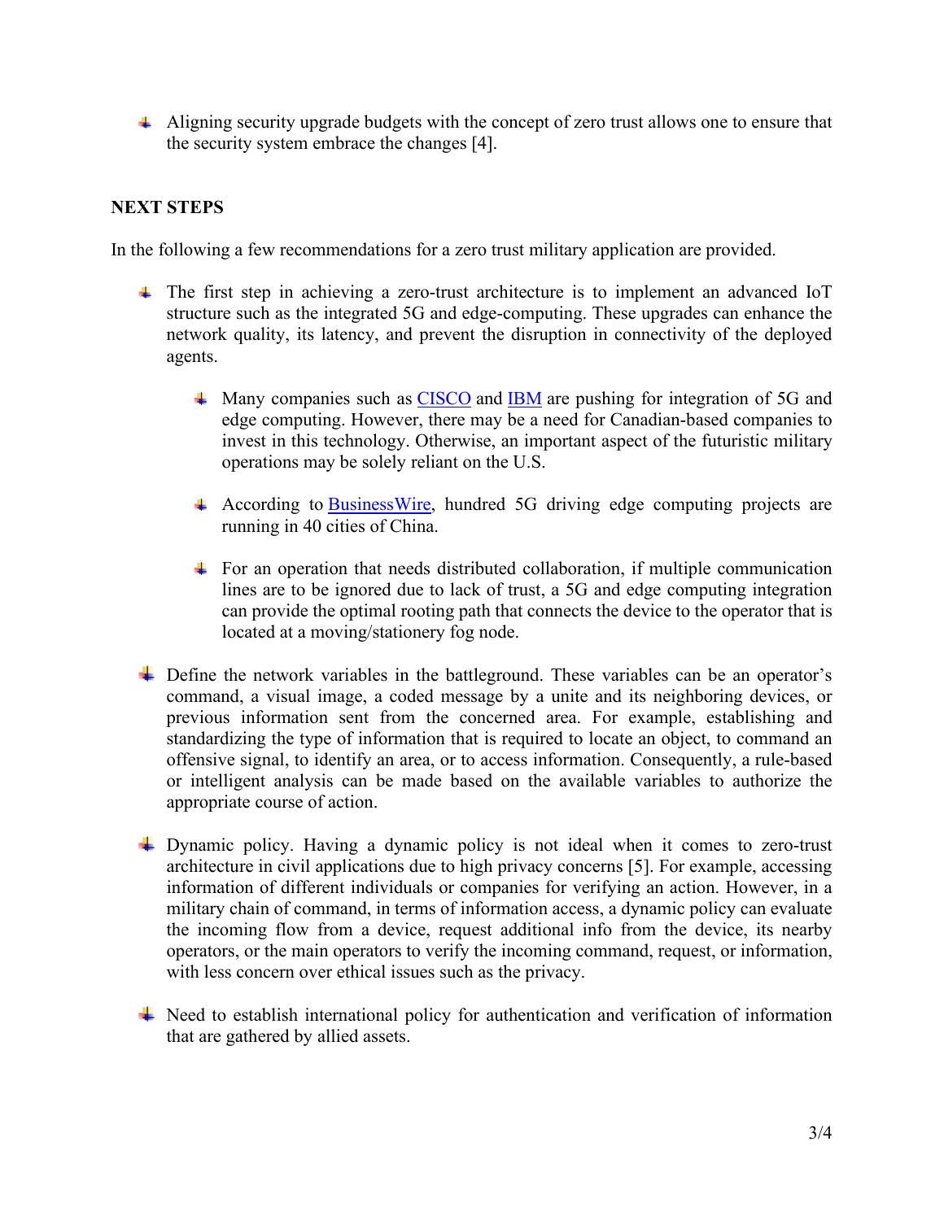- Aligning security upgrade budgets with the concept of zero trust allows one to ensure that the security system embrace the changes [4].

## NEXT STEPS

In the following a few recommendations for a zero trust military application are provided.

- The first step in achieving a zero-trust architecture is to implement an advanced IoT structure such as the integrated 5G and edge-computing. These upgrades can enhance the network quality, its latency, and prevent the disruption in connectivity of the deployed agents.

  - Many companies such as [CISCO] and [IBM] are pushing for integration of 5G and edge computing. However, there may be a need for Canadian-based companies to invest in this technology. Otherwise, an important aspect of the futuristic military operations may be solely reliant on the U.S.

  - According to [BusinessWire], hundred 5G driving edge computing projects are running in 40 cities of China.

  - For an operation that needs distributed collaboration, if multiple communication lines are to be ignored due to lack of trust, a 5G and edge computing integration can provide the optimal rooting path that connects the device to the operator that is located at a moving/stationery fog node.

- Define the network variables in the battleground. These variables can be an operator's command, a visual image, a coded message by a unite and its neighboring devices, or previous information sent from the concerned area. For example, establishing and standardizing the type of information that is required to locate an object, to command an offensive signal, to identify an area, or to access information. Consequently, a rule-based or intelligent analysis can be made based on the available variables to authorize the appropriate course of action.

- Dynamic policy. Having a dynamic policy is not ideal when it comes to zero-trust architecture in civil applications due to high privacy concerns [5]. For example, accessing information of different individuals or companies for verifying an action. However, in a military chain of command, in terms of information access, a dynamic policy can evaluate the incoming flow from a device, request additional info from the device, its nearby operators, or the main operators to verify the incoming command, request, or information, with less concern over ethical issues such as the privacy.

- Need to establish international policy for authentication and verification of information that are gathered by allied assets.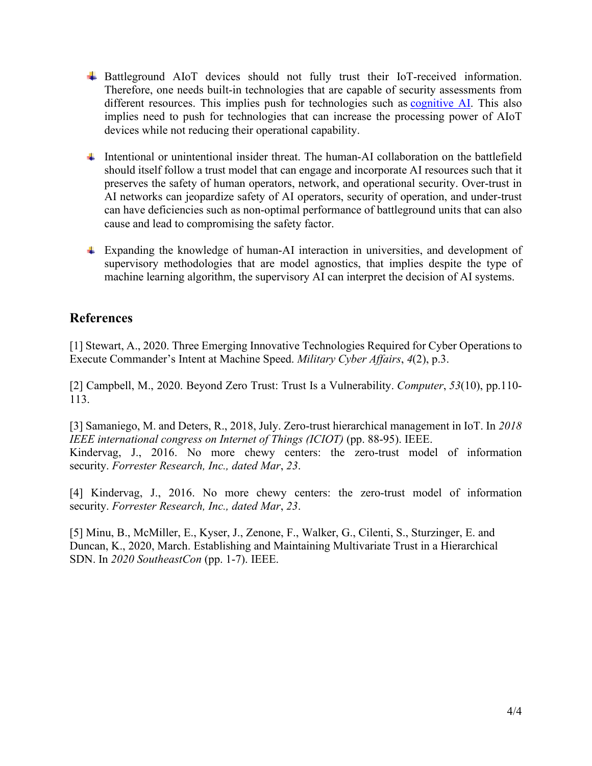- Battleground AIoT devices should not fully trust their IoT-received information. Therefore, one needs built-in technologies that are capable of security assessments from different resources. This implies push for technologies such as [cognitive AI](). This also implies need to push for technologies that can increase the processing power of AIoT devices while not reducing their operational capability.

- Intentional or unintentional insider threat. The human-AI collaboration on the battlefield should itself follow a trust model that can engage and incorporate AI resources such that it preserves the safety of human operators, network, and operational security. Over-trust in AI networks can jeopardize safety of AI operators, security of operation, and under-trust can have deficiencies such as non-optimal performance of battleground units that can also cause and lead to compromising the safety factor.

- Expanding the knowledge of human-AI interaction in universities, and development of supervisory methodologies that are model agnostics, that implies despite the type of machine learning algorithm, the supervisory AI can interpret the decision of AI systems.

## References

[1] Stewart, A., 2020. Three Emerging Innovative Technologies Required for Cyber Operations to Execute Commander's Intent at Machine Speed. *Military Cyber Affairs*, *4*(2), p.3.

[2] Campbell, M., 2020. Beyond Zero Trust: Trust Is a Vulnerability. *Computer*, *53*(10), pp.110-113.

[3] Samaniego, M. and Deters, R., 2018, July. Zero-trust hierarchical management in IoT. In *2018 IEEE international congress on Internet of Things (ICIOT)* (pp. 88-95). IEEE.
Kindervag, J., 2016. No more chewy centers: the zero-trust model of information security. *Forrester Research, Inc., dated Mar*, *23*.

[4] Kindervag, J., 2016. No more chewy centers: the zero-trust model of information security. *Forrester Research, Inc., dated Mar*, *23*.

[5] Minu, B., McMiller, E., Kyser, J., Zenone, F., Walker, G., Cilenti, S., Sturzinger, E. and Duncan, K., 2020, March. Establishing and Maintaining Multivariate Trust in a Hierarchical SDN. In *2020 SoutheastCon* (pp. 1-7). IEEE.